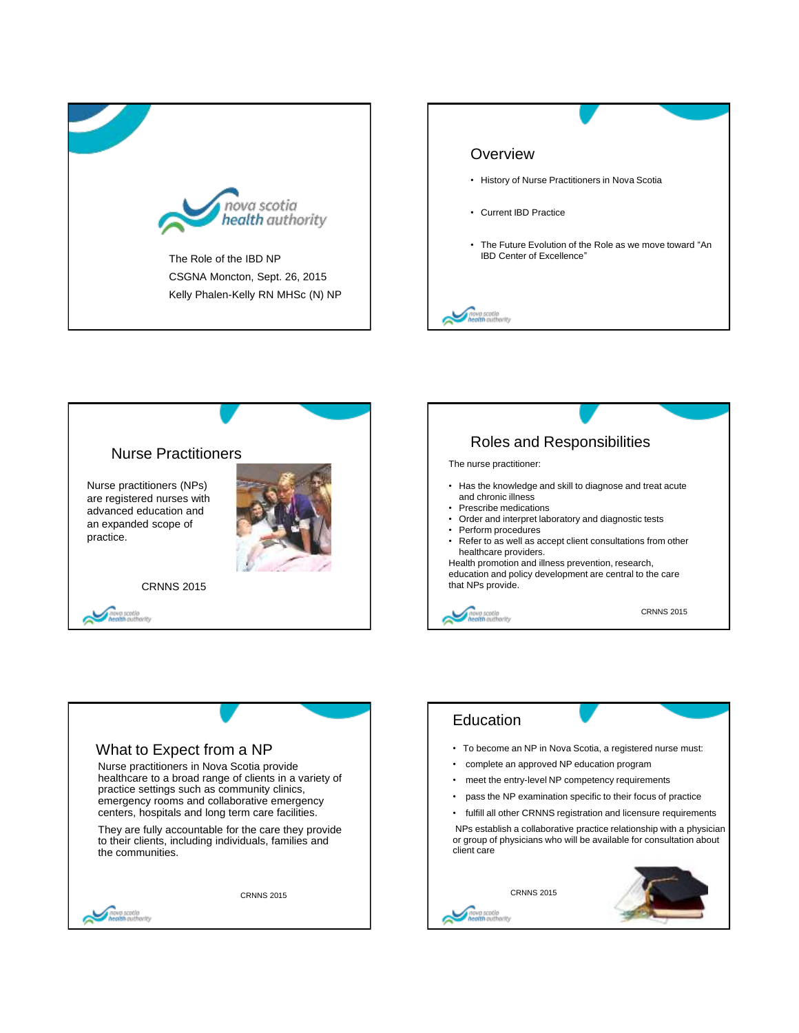The Role of the IBD NP
CSGNA Moncton, Sept. 26, 2015
Kelly Phalen-Kelly RN MHSc (N) NP

## Overview

- History of Nurse Practitioners in Nova Scotia
- Current IBD Practice
- The Future Evolution of the Role as we move toward "An IBD Center of Excellence"

## Nurse Practitioners

Nurse practitioners (NPs) are registered nurses with advanced education and an expanded scope of practice.

CRNNS 2015

## Roles and Responsibilities

The nurse practitioner:

- Has the knowledge and skill to diagnose and treat acute and chronic illness
- Prescribe medications
- Order and interpret laboratory and diagnostic tests
- Perform procedures
- Refer to as well as accept client consultations from other healthcare providers.

Health promotion and illness prevention, research, education and policy development are central to the care that NPs provide.

CRNNS 2015

## What to Expect from a NP

Nurse practitioners in Nova Scotia provide healthcare to a broad range of clients in a variety of practice settings such as community clinics, emergency rooms and collaborative emergency centers, hospitals and long term care facilities.

They are fully accountable for the care they provide to their clients, including individuals, families and the communities.

CRNNS 2015

## Education

- To become an NP in Nova Scotia, a registered nurse must:
- complete an approved NP education program
- meet the entry-level NP competency requirements
- pass the NP examination specific to their focus of practice
- fulfill all other CRNNS registration and licensure requirements

NPs establish a collaborative practice relationship with a physician or group of physicians who will be available for consultation about client care

CRNNS 2015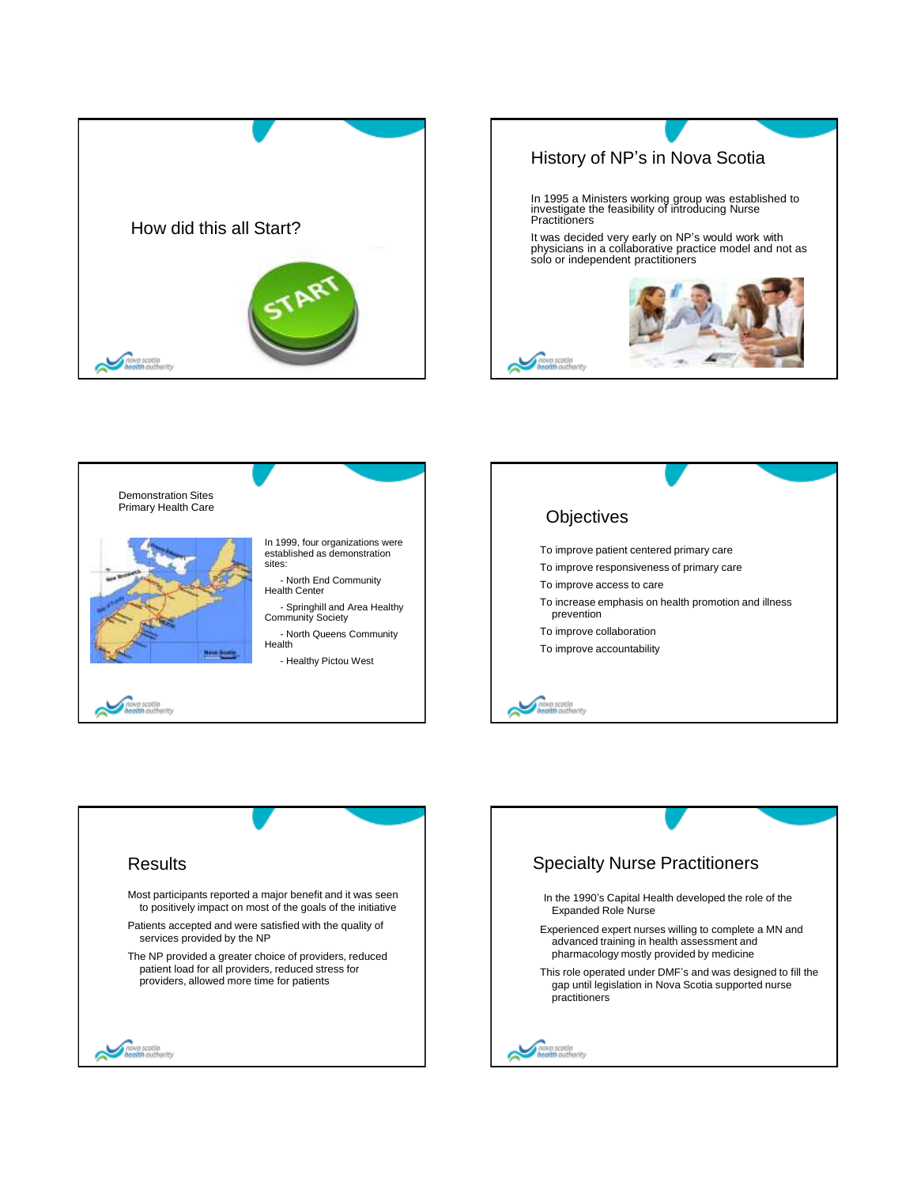## How did this all Start?

## History of NP's in Nova Scotia

In 1995 a Ministers working group was established to investigate the feasibility of introducing Nurse Practitioners

It was decided very early on NP's would work with physicians in a collaborative practice model and not as solo or independent practitioners

## Demonstration Sites Primary Health Care

In 1999, four organizations were established as demonstration sites:

- North End Community Health Center
- Springhill and Area Healthy Community Society
- North Queens Community Health
- Healthy Pictou West

## Objectives

- To improve patient centered primary care
- To improve responsiveness of primary care
- To improve access to care
- To increase emphasis on health promotion and illness prevention
- To improve collaboration
- To improve accountability

## Results

- Most participants reported a major benefit and it was seen to positively impact on most of the goals of the initiative
- Patients accepted and were satisfied with the quality of services provided by the NP
- The NP provided a greater choice of providers, reduced patient load for all providers, reduced stress for providers, allowed more time for patients

## Specialty Nurse Practitioners

- In the 1990's Capital Health developed the role of the Expanded Role Nurse
- Experienced expert nurses willing to complete a MN and advanced training in health assessment and pharmacology mostly provided by medicine
- This role operated under DMF's and was designed to fill the gap until legislation in Nova Scotia supported nurse practitioners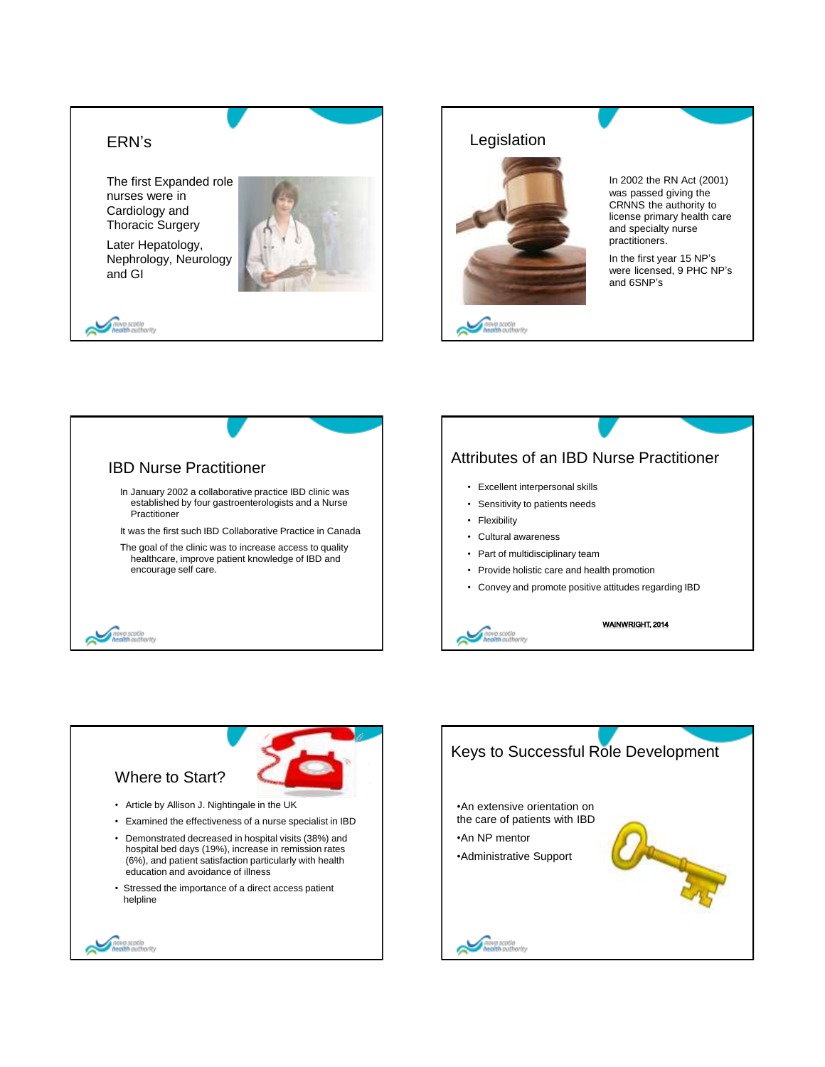## ERN's

The first Expanded role nurses were in Cardiology and Thoracic Surgery

Later Hepatology, Nephrology, Neurology and GI

## Legislation

In 2002 the RN Act (2001) was passed giving the CRNNS the authority to license primary health care and specialty nurse practitioners.

In the first year 15 NP's were licensed, 9 PHC NP's and 6SNP's

## IBD Nurse Practitioner

In January 2002 a collaborative practice IBD clinic was established by four gastroenterologists and a Nurse Practitioner

It was the first such IBD Collaborative Practice in Canada

The goal of the clinic was to increase access to quality healthcare, improve patient knowledge of IBD and encourage self care.

## Attributes of an IBD Nurse Practitioner

- Excellent interpersonal skills
- Sensitivity to patients needs
- Flexibility
- Cultural awareness
- Part of multidisciplinary team
- Provide holistic care and health promotion
- Convey and promote positive attitudes regarding IBD

WAINWRIGHT, 2014

## Where to Start?

- Article by Allison J. Nightingale in the UK
- Examined the effectiveness of a nurse specialist in IBD
- Demonstrated decreased in hospital visits (38%) and hospital bed days (19%), increase in remission rates (6%), and patient satisfaction particularly with health education and avoidance of illness
- Stressed the importance of a direct access patient helpline

## Keys to Successful Role Development

- An extensive orientation on the care of patients with IBD
- An NP mentor
- Administrative Support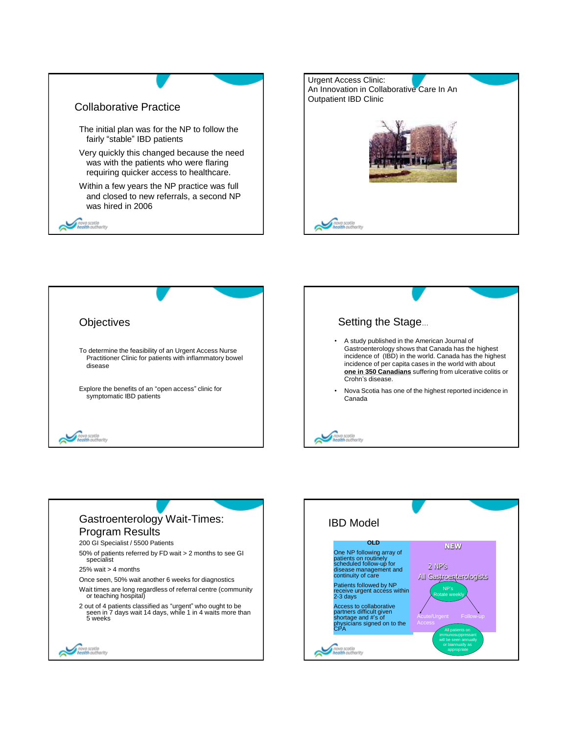## Collaborative Practice

The initial plan was for the NP to follow the fairly "stable" IBD patients

Very quickly this changed because the need was with the patients who were flaring requiring quicker access to healthcare.

Within a few years the NP practice was full and closed to new referrals, a second NP was hired in 2006

## Urgent Access Clinic: An Innovation in Collaborative Care In An Outpatient IBD Clinic

## Objectives

To determine the feasibility of an Urgent Access Nurse Practitioner Clinic for patients with inflammatory bowel disease

Explore the benefits of an "open access" clinic for symptomatic IBD patients

## Setting the Stage...

- A study published in the American Journal of Gastroenterology shows that Canada has the highest incidence of (IBD) in the world. Canada has the highest incidence of per capita cases in the world with about **one in 350 Canadians** suffering from ulcerative colitis or Crohn's disease.
- Nova Scotia has one of the highest reported incidence in Canada

## Gastroenterology Wait-Times: Program Results

200 GI Specialist / 5500 Patients

50% of patients referred by FD wait > 2 months to see GI specialist

25% wait > 4 months

Once seen, 50% wait another 6 weeks for diagnostics

Wait times are long regardless of referral centre (community or teaching hospital)

2 out of 4 patients classified as "urgent" who ought to be seen in 7 days wait 14 days, while 1 in 4 waits more than 5 weeks

## IBD Model

**OLD**

One NP following array of patients on routinely scheduled follow-up for disease management and continuity of care

Patients followed by NP receive urgent access within 2-3 days

Access to collaborative partners difficult given shortage and #'s of physicians signed on to the CPA

**NEW**

2 NP's

All Gastroenterologists

NP's Rotate weekly

Acute/Urgent Access

Follow-up

All patients on immunosuppressant will be seen annually or biannually as appropriate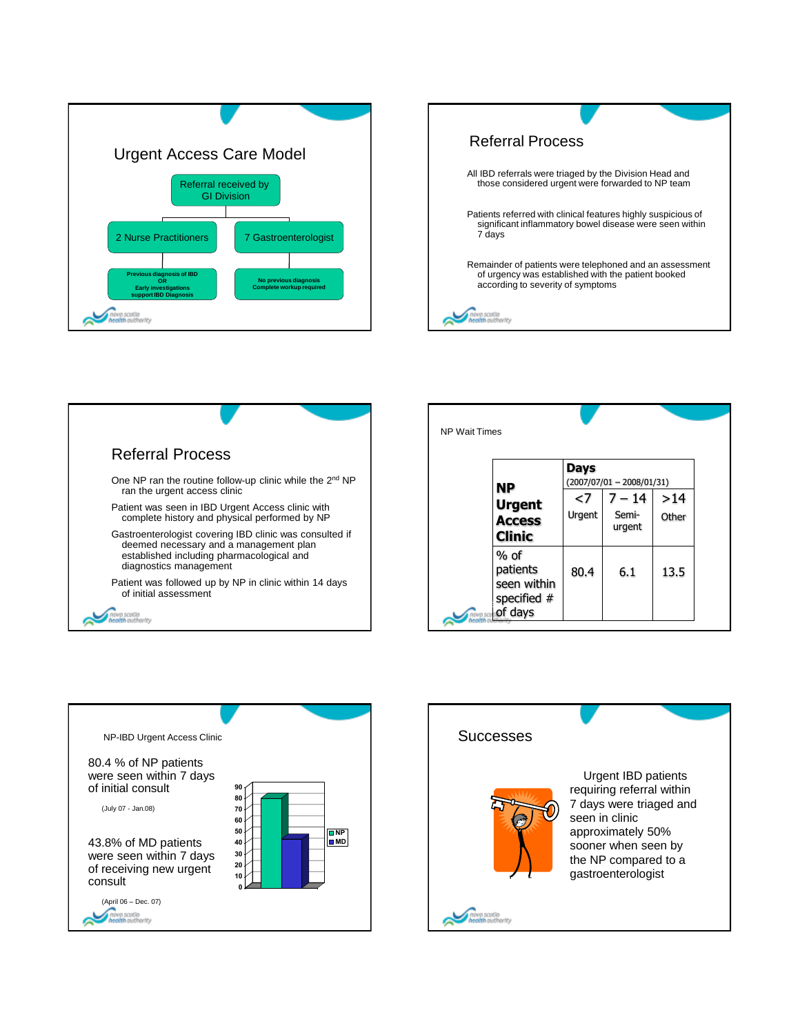## Urgent Access Care Model

Referral received by GI Division

- 2 Nurse Practitioners
  - Previous diagnosis of IBD OR Early investigations support IBD Diagnosis
- 7 Gastroenterologist
  - No previous diagnosis Complete workup required

## Referral Process

All IBD referrals were triaged by the Division Head and those considered urgent were forwarded to NP team

Patients referred with clinical features highly suspicious of significant inflammatory bowel disease were seen within 7 days

Remainder of patients were telephoned and an assessment of urgency was established with the patient booked according to severity of symptoms

## Referral Process

One NP ran the routine follow-up clinic while the 2nd NP ran the urgent access clinic

Patient was seen in IBD Urgent Access clinic with complete history and physical performed by NP

Gastroenterologist covering IBD clinic was consulted if deemed necessary and a management plan established including pharmacological and diagnostics management

Patient was followed up by NP in clinic within 14 days of initial assessment

## NP Wait Times

| **NP Urgent Access Clinic** | **Days** (2007/07/01 – 2008/01/31) | | |
|---|---|---|---|
| | <7 Urgent | 7 – 14 Semi-urgent | >14 Other |
| % of patients seen within specified # of days | 80.4 | 6.1 | 13.5 |

## NP-IBD Urgent Access Clinic

80.4 % of NP patients were seen within 7 days of initial consult

(July 07 - Jan.08)

43.8% of MD patients were seen within 7 days of receiving new urgent consult

(April 06 – Dec. 07)

## Successes

Urgent IBD patients requiring referral within 7 days were triaged and seen in clinic approximately 50% sooner when seen by the NP compared to a gastroenterologist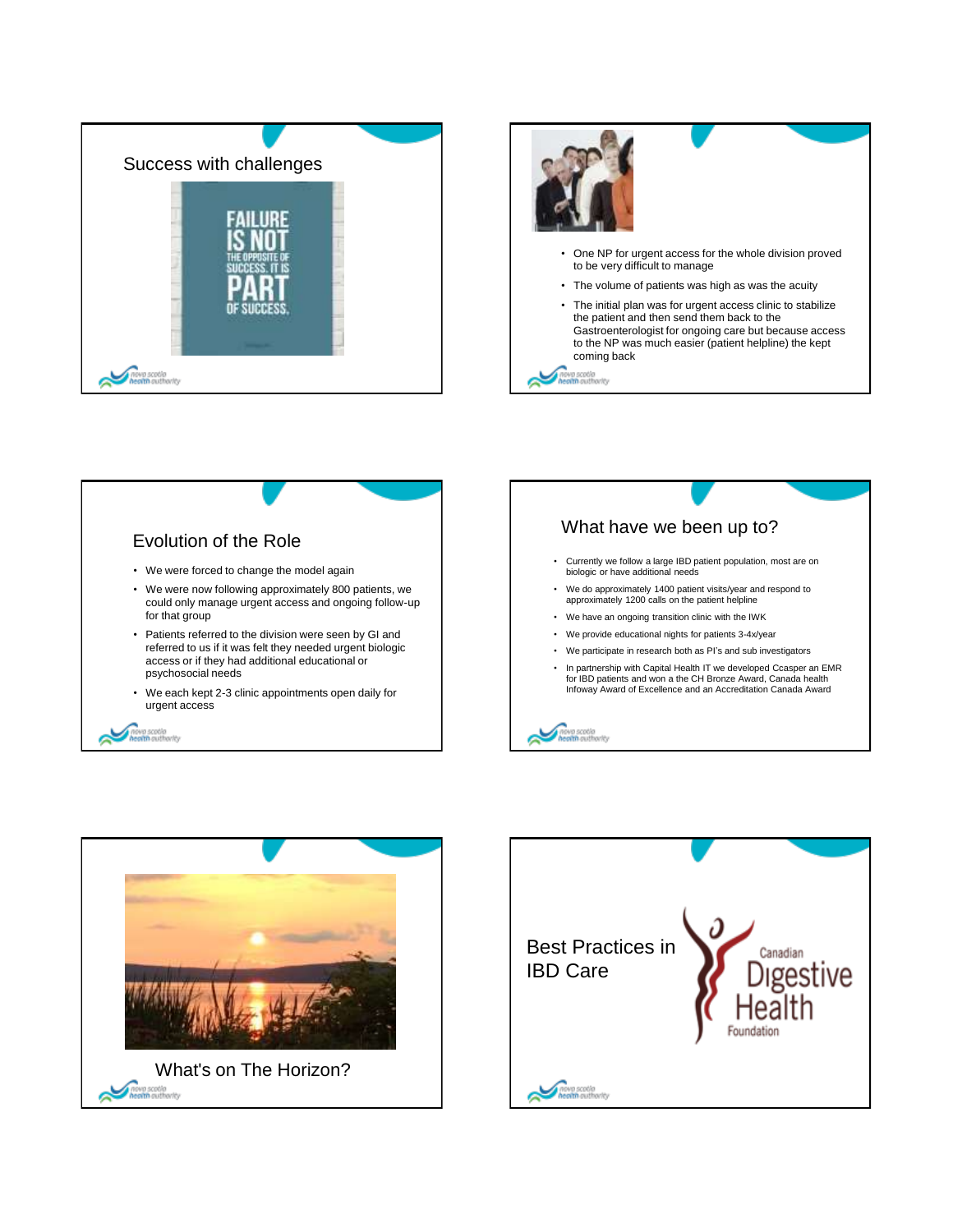## Success with challenges

FAILURE IS NOT THE OPPOSITE OF SUCCESS. IT IS PART OF SUCCESS.

- One NP for urgent access for the whole division proved to be very difficult to manage
- The volume of patients was high as was the acuity
- The initial plan was for urgent access clinic to stabilize the patient and then send them back to the Gastroenterologist for ongoing care but because access to the NP was much easier (patient helpline) the kept coming back

## Evolution of the Role

- We were forced to change the model again
- We were now following approximately 800 patients, we could only manage urgent access and ongoing follow-up for that group
- Patients referred to the division were seen by GI and referred to us if it was felt they needed urgent biologic access or if they had additional educational or psychosocial needs
- We each kept 2-3 clinic appointments open daily for urgent access

## What have we been up to?

- Currently we follow a large IBD patient population, most are on biologic or have additional needs
- We do approximately 1400 patient visits/year and respond to approximately 1200 calls on the patient helpline
- We have an ongoing transition clinic with the IWK
- We provide educational nights for patients 3-4x/year
- We participate in research both as PI's and sub investigators
- In partnership with Capital Health IT we developed Ccasper an EMR for IBD patients and won a the CH Bronze Award, Canada health Infoway Award of Excellence and an Accreditation Canada Award

## What's on The Horizon?

## Best Practices in IBD Care

Canadian Digestive Health Foundation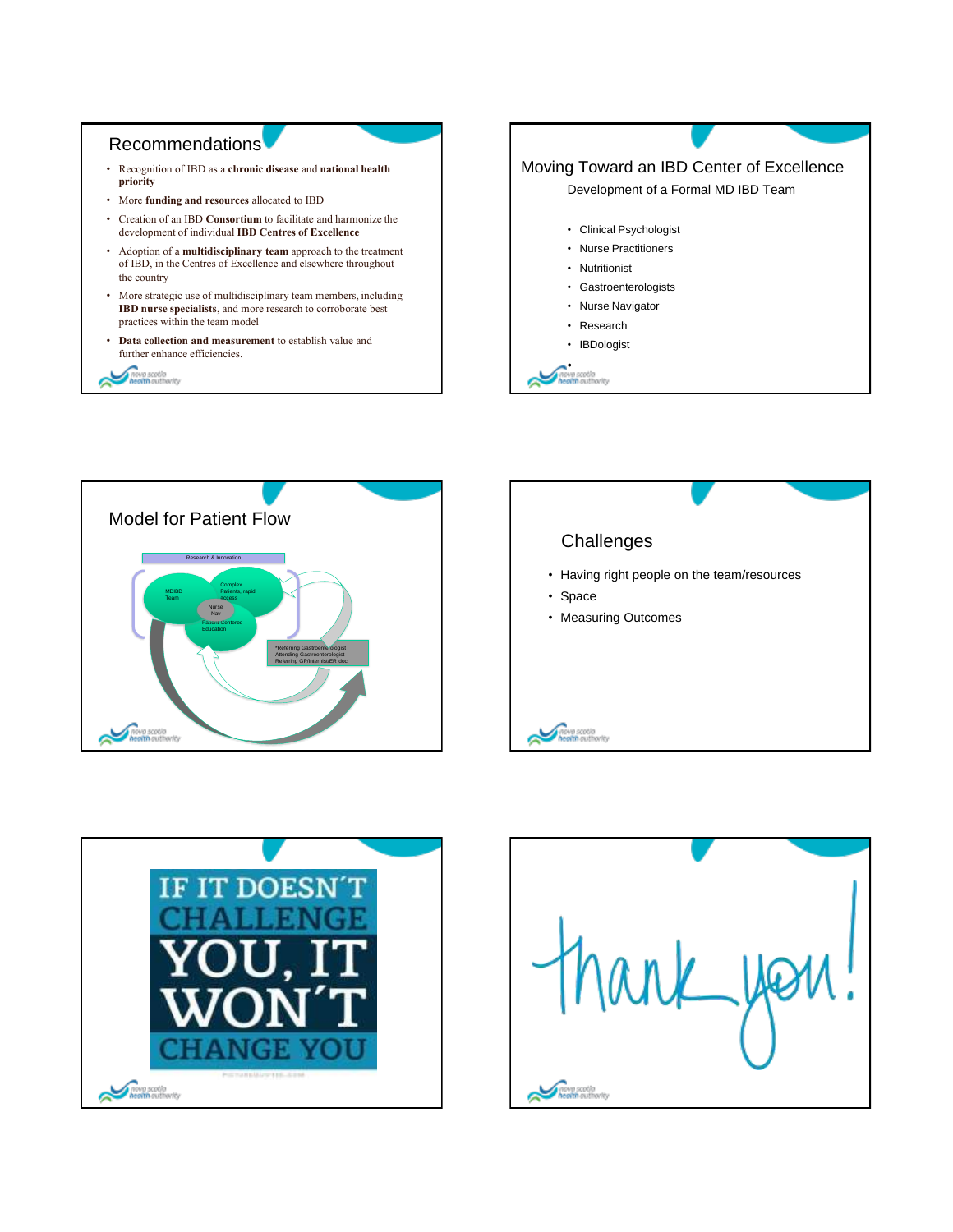## Recommendations

- Recognition of IBD as a **chronic disease** and **national health priority**
- More **funding and resources** allocated to IBD
- Creation of an IBD **Consortium** to facilitate and harmonize the development of individual **IBD Centres of Excellence**
- Adoption of a **multidisciplinary team** approach to the treatment of IBD, in the Centres of Excellence and elsewhere throughout the country
- More strategic use of multidisciplinary team members, including **IBD nurse specialists**, and more research to corroborate best practices within the team model
- **Data collection and measurement** to establish value and further enhance efficiencies.

## Moving Toward an IBD Center of Excellence

### Development of a Formal MD IBD Team

- Clinical Psychologist
- Nurse Practitioners
- Nutritionist
- Gastroenterologists
- Nurse Navigator
- Research
- IBDologist

## Model for Patient Flow

Research & Innovation

MDIBD Team

Complex Patients, rapid access

Nurse Nav

Patient Centered Education

*Referring Gastroenterologist
Attending Gastroenterologist
Referring GP/Internist/ER doc

## Challenges

- Having right people on the team/resources
- Space
- Measuring Outcomes

IF IT DOESN'T CHALLENGE YOU, IT WON'T CHANGE YOU

thank you!